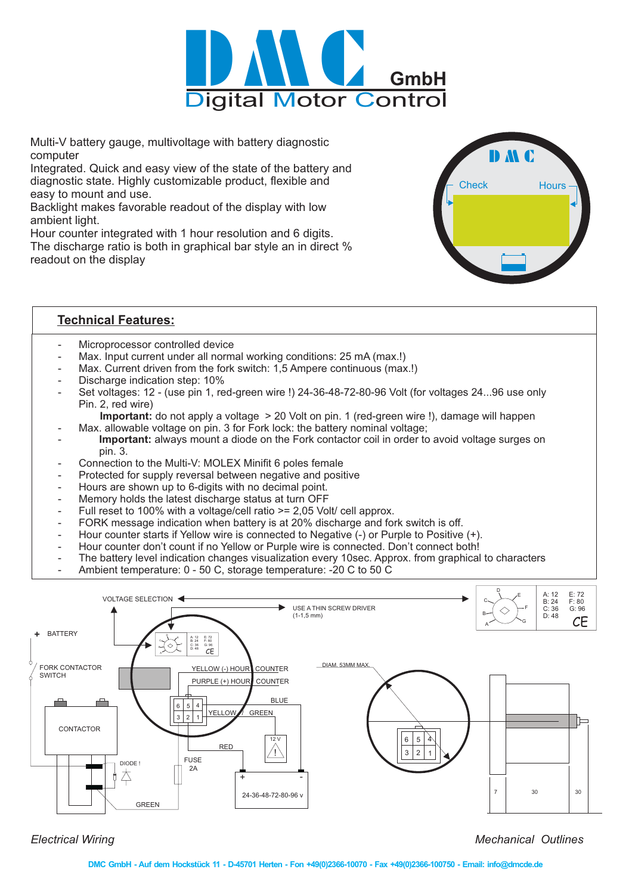# DMC GmbH
## Digital Motor Control

Multi-V battery gauge, multivoltage with battery diagnostic computer
Integrated. Quick and easy view of the state of the battery and diagnostic state. Highly customizable product, flexible and easy to mount and use.
Backlight makes favorable readout of the display with low ambient light.
Hour counter integrated with 1 hour resolution and 6 digits.
The discharge ratio is both in graphical bar style an in direct % readout on the display

## Technical Features:

- Microprocessor controlled device
- Max. Input current under all normal working conditions: 25 mA (max.!)
- Max. Current driven from the fork switch: 1,5 Ampere continuous (max.!)
- Discharge indication step: 10%
- Set voltages: 12 - (use pin 1, red-green wire !) 24-36-48-72-80-96 Volt (for voltages 24...96 use only Pin. 2, red wire)
  **Important:** do not apply a voltage > 20 Volt on pin. 1 (red-green wire !), damage will happen
- Max. allowable voltage on pin. 3 for Fork lock: the battery nominal voltage;
- **Important:** always mount a diode on the Fork contactor coil in order to avoid voltage surges on pin. 3.
- Connection to the Multi-V: MOLEX Minifit 6 poles female
- Protected for supply reversal between negative and positive
- Hours are shown up to 6-digits with no decimal point.
- Memory holds the latest discharge status at turn OFF
- Full reset to 100% with a voltage/cell ratio >= 2,05 Volt/ cell approx.
- FORK message indication when battery is at 20% discharge and fork switch is off.
- Hour counter starts if Yellow wire is connected to Negative (-) or Purple to Positive (+).
- Hour counter don't count if no Yellow or Purple wire is connected. Don't connect both!
- The battery level indication changes visualization every 10sec. Approx. from graphical to characters
- Ambient temperature: 0 - 50 C, storage temperature: -20 C to 50 C

*Electrical Wiring*

*Mechanical Outlines*

DMC GmbH - Auf dem Hockstück 11 - D-45701 Herten - Fon +49(0)2366-10070 - Fax +49(0)2366-100750 - Email: info@dmcde.de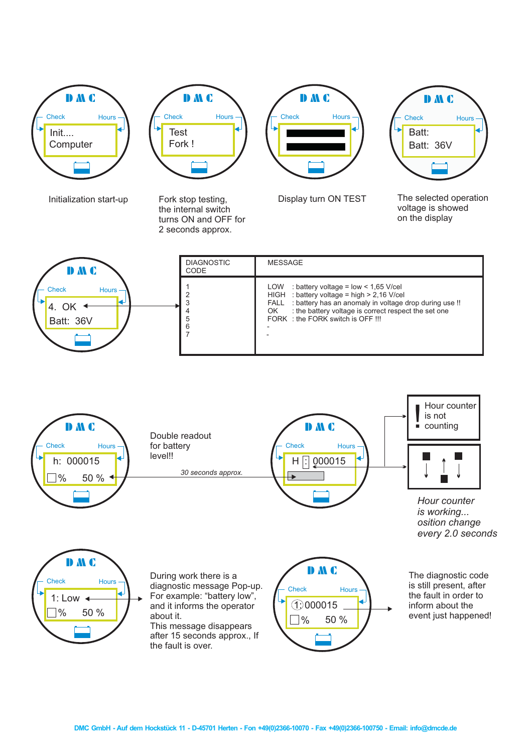DMC

Check Hours

Init....
Computer

Initialization start-up

DMC

Check Hours

Test
Fork !

Fork stop testing, the internal switch turns ON and OFF for 2 seconds approx.

DMC

Check Hours

Display turn ON TEST

DMC

Check Hours

Batt:
Batt: 36V

The selected operation voltage is showed on the display

DMC

Check Hours

4. OK
Batt: 36V

| DIAGNOSTIC CODE | MESSAGE |
|---|---|
| 1 | LOW : battery voltage = low < 1,65 V/cel |
| 2 | HIGH : battery voltage = high > 2,16 V/cel |
| 3 | FALL : battery has an anomaly in voltage drop during use !! |
| 4 | OK : the battery voltage is correct respect the set one |
| 5 | FORK : the FORK switch is OFF !!! |
| 6 | - |
| 7 | - |

DMC

Check Hours

h: 000015
% 50 %

Double readout for battery level!!

*30 seconds approx.*

DMC

Check Hours

H : 000015

Hour counter is not counting

*Hour counter is working... osition change every 2.0 seconds*

DMC

Check Hours

1: Low
% 50 %

During work there is a diagnostic message Pop-up. For example: "battery low", and it informs the operator about it.
This message disappears after 15 seconds approx., If the fault is over.

DMC

Check Hours

1: 000015
% 50 %

The diagnostic code is still present, after the fault in order to inform about the event just happened!

DMC GmbH - Auf dem Hockstück 11 - D-45701 Herten - Fon +49(0)2366-10070 - Fax +49(0)2366-100750 - Email: info@dmcde.de